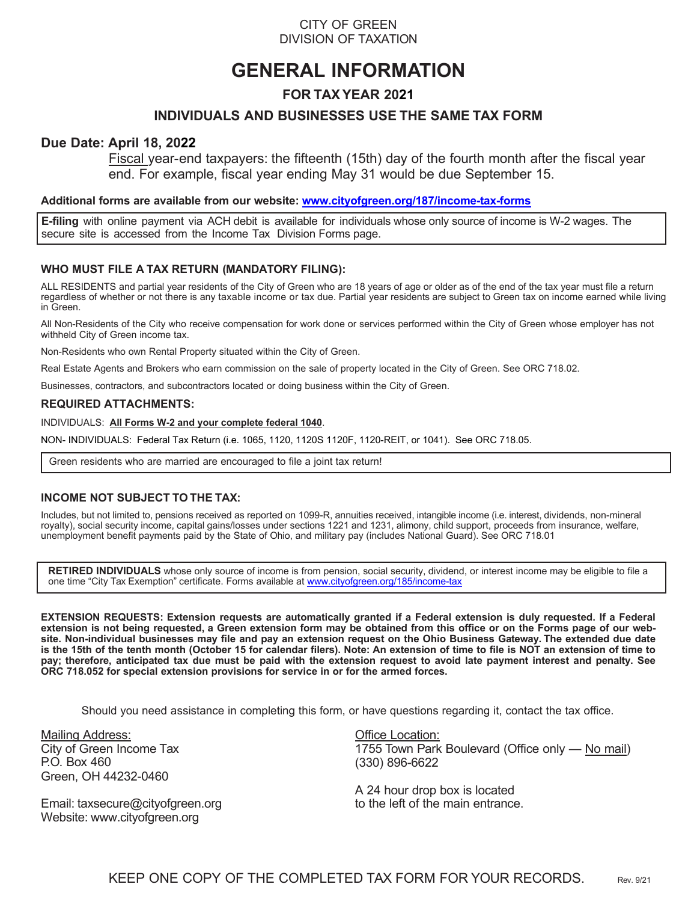CITY OF GREEN
DIVISION OF TAXATION

# GENERAL INFORMATION

## FOR TAX YEAR 2021

## INDIVIDUALS AND BUSINESSES USE THE SAME TAX FORM

**Due Date: April 18, 2022**

Fiscal year-end taxpayers: the fifteenth (15th) day of the fourth month after the fiscal year end. For example, fiscal year ending May 31 would be due September 15.

**Additional forms are available from our website: [www.cityofgreen.org/187/income-tax-forms](www.cityofgreen.org/187/income-tax-forms)**

**E-filing** with online payment via ACH debit is available for individuals whose only source of income is W-2 wages. The secure site is accessed from the Income Tax Division Forms page.

### WHO MUST FILE A TAX RETURN (MANDATORY FILING):

ALL RESIDENTS and partial year residents of the City of Green who are 18 years of age or older as of the end of the tax year must file a return regardless of whether or not there is any taxable income or tax due. Partial year residents are subject to Green tax on income earned while living in Green.

All Non-Residents of the City who receive compensation for work done or services performed within the City of Green whose employer has not withheld City of Green income tax.

Non-Residents who own Rental Property situated within the City of Green.

Real Estate Agents and Brokers who earn commission on the sale of property located in the City of Green. See ORC 718.02.

Businesses, contractors, and subcontractors located or doing business within the City of Green.

### REQUIRED ATTACHMENTS:

INDIVIDUALS: **All Forms W-2 and your complete federal 1040**.

NON- INDIVIDUALS: Federal Tax Return (i.e. 1065, 1120, 1120S 1120F, 1120-REIT, or 1041). See ORC 718.05.

Green residents who are married are encouraged to file a joint tax return!

### INCOME NOT SUBJECT TO THE TAX:

Includes, but not limited to, pensions received as reported on 1099-R, annuities received, intangible income (i.e. interest, dividends, non-mineral royalty), social security income, capital gains/losses under sections 1221 and 1231, alimony, child support, proceeds from insurance, welfare, unemployment benefit payments paid by the State of Ohio, and military pay (includes National Guard). See ORC 718.01

**RETIRED INDIVIDUALS** whose only source of income is from pension, social security, dividend, or interest income may be eligible to file a one time "City Tax Exemption" certificate. Forms available at [www.cityofgreen.org/185/income-tax](www.cityofgreen.org/185/income-tax)

**EXTENSION REQUESTS: Extension requests are automatically granted if a Federal extension is duly requested. If a Federal extension is not being requested, a Green extension form may be obtained from this office or on the Forms page of our website. Non-individual businesses may file and pay an extension request on the Ohio Business Gateway. The extended due date is the 15th of the tenth month (October 15 for calendar filers). Note: An extension of time to file is NOT an extension of time to pay; therefore, anticipated tax due must be paid with the extension request to avoid late payment interest and penalty. See ORC 718.052 for special extension provisions for service in or for the armed forces.**

Should you need assistance in completing this form, or have questions regarding it, contact the tax office.

Mailing Address:
City of Green Income Tax
P.O. Box 460
Green, OH 44232-0460

Email: taxsecure@cityofgreen.org
Website: www.cityofgreen.org

Office Location:
1755 Town Park Boulevard (Office only — No mail)
(330) 896-6622

A 24 hour drop box is located to the left of the main entrance.

KEEP ONE COPY OF THE COMPLETED TAX FORM FOR YOUR RECORDS.

Rev. 9/21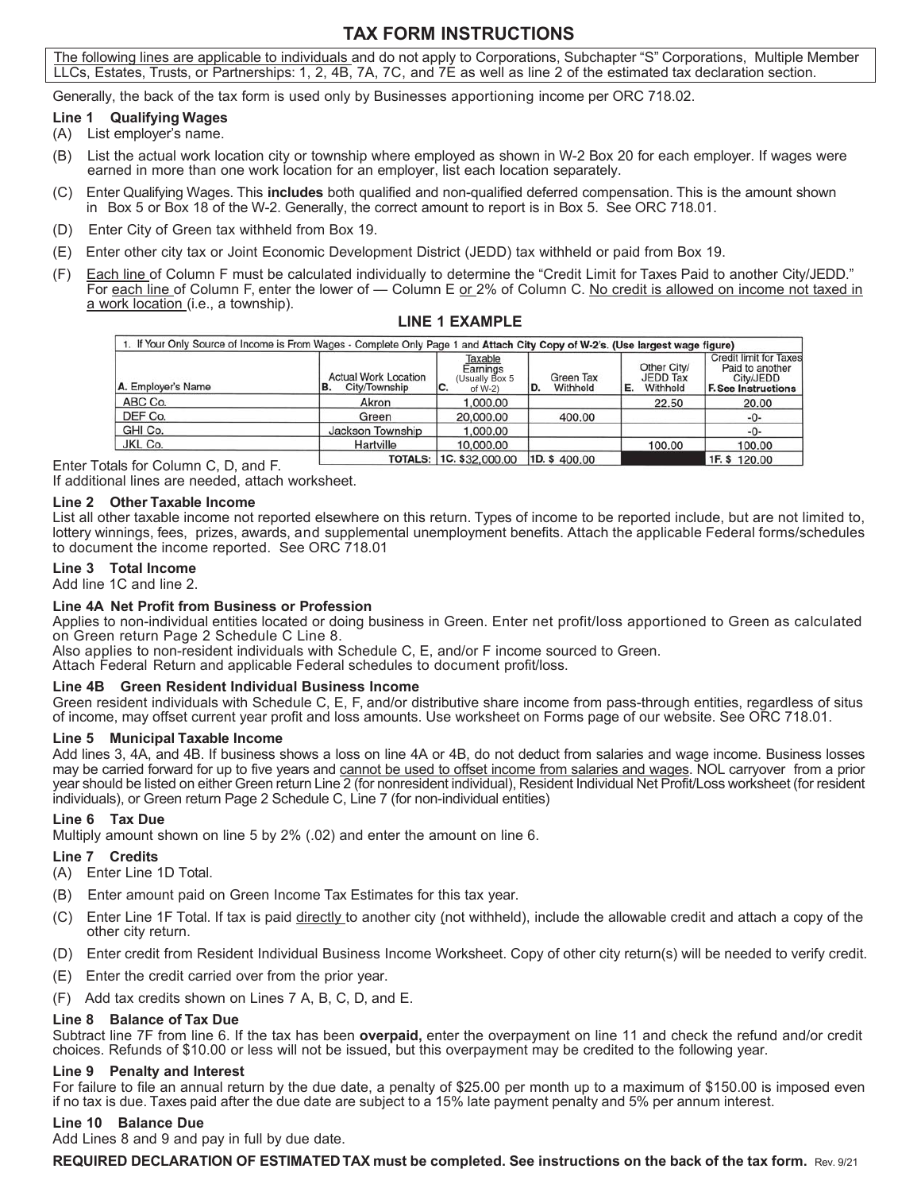# TAX FORM INSTRUCTIONS

<u>The following lines are applicable to individuals</u> and do not apply to Corporations, Subchapter "S" Corporations, Multiple Member LLCs, Estates, Trusts, or Partnerships: 1, 2, 4B, 7A, 7C, and 7E as well as line 2 of the estimated tax declaration section.

Generally, the back of the tax form is used only by Businesses apportioning income per ORC 718.02.

### Line 1 Qualifying Wages

(A) List employer's name.

(B) List the actual work location city or township where employed as shown in W-2 Box 20 for each employer. If wages were earned in more than one work location for an employer, list each location separately.

(C) Enter Qualifying Wages. This **includes** both qualified and non-qualified deferred compensation. This is the amount shown in Box 5 or Box 18 of the W-2. Generally, the correct amount to report is in Box 5. See ORC 718.01.

(D) Enter City of Green tax withheld from Box 19.

(E) Enter other city tax or Joint Economic Development District (JEDD) tax withheld or paid from Box 19.

(F) <u>Each line</u> of Column F must be calculated individually to determine the "Credit Limit for Taxes Paid to another City/JEDD." For <u>each line</u> of Column F, enter the lower of — Column E <u>or</u> 2% of Column C. <u>No credit is allowed on income not taxed in a work location</u> (i.e., a township).

**LINE 1 EXAMPLE**

1. If Your Only Source of Income is From Wages - Complete Only Page 1 and Attach City Copy of W-2's. (Use largest wage figure)

| A. Employer's Name | B. Actual Work Location City/Township | C. Taxable Earnings (Usually Box 5 of W-2) | D. Green Tax Withheld | E. Other City/ JEDD Tax Withheld | F. Credit limit for Taxes Paid to another City/JEDD See Instructions |
|---|---|---|---|---|---|
| ABC Co. | Akron | 1,000.00 | | 22.50 | 20.00 |
| DEF Co. | Green | 20,000.00 | 400.00 | | -0- |
| GHI Co. | Jackson Township | 1,000.00 | | | -0- |
| JKL Co. | Hartville | 10,000.00 | | 100.00 | 100.00 |
| | TOTALS: | 1C. $32,000.00 | 1D. $ 400.00 | | 1F. $ 120.00 |

Enter Totals for Column C, D, and F.
If additional lines are needed, attach worksheet.

### Line 2 Other Taxable Income

List all other taxable income not reported elsewhere on this return. Types of income to be reported include, but are not limited to, lottery winnings, fees, prizes, awards, and supplemental unemployment benefits. Attach the applicable Federal forms/schedules to document the income reported. See ORC 718.01

### Line 3 Total Income

Add line 1C and line 2.

### Line 4A Net Profit from Business or Profession

Applies to non-individual entities located or doing business in Green. Enter net profit/loss apportioned to Green as calculated on Green return Page 2 Schedule C Line 8.
Also applies to non-resident individuals with Schedule C, E, and/or F income sourced to Green.
Attach Federal Return and applicable Federal schedules to document profit/loss.

### Line 4B Green Resident Individual Business Income

Green resident individuals with Schedule C, E, F, and/or distributive share income from pass-through entities, regardless of situs of income, may offset current year profit and loss amounts. Use worksheet on Forms page of our website. See ORC 718.01.

### Line 5 Municipal Taxable Income

Add lines 3, 4A, and 4B. If business shows a loss on line 4A or 4B, do not deduct from salaries and wage income. Business losses may be carried forward for up to five years and <u>cannot be used to offset income from salaries and wages</u>. NOL carryover from a prior year should be listed on either Green return Line 2 (for nonresident individual), Resident Individual Net Profit/Loss worksheet (for resident individuals), or Green return Page 2 Schedule C, Line 7 (for non-individual entities)

### Line 6 Tax Due

Multiply amount shown on line 5 by 2% (.02) and enter the amount on line 6.

### Line 7 Credits

(A) Enter Line 1D Total.

(B) Enter amount paid on Green Income Tax Estimates for this tax year.

(C) Enter Line 1F Total. If tax is paid <u>directly</u> to another city (<u>n</u>ot withheld), include the allowable credit and attach a copy of the other city return.

(D) Enter credit from Resident Individual Business Income Worksheet. Copy of other city return(s) will be needed to verify credit.

(E) Enter the credit carried over from the prior year.

(F) Add tax credits shown on Lines 7 A, B, C, D, and E.

### Line 8 Balance of Tax Due

Subtract line 7F from line 6. If the tax has been **overpaid,** enter the overpayment on line 11 and check the refund and/or credit choices. Refunds of $10.00 or less will not be issued, but this overpayment may be credited to the following year.

### Line 9 Penalty and Interest

For failure to file an annual return by the due date, a penalty of $25.00 per month up to a maximum of $150.00 is imposed even if no tax is due. Taxes paid after the due date are subject to a 15% late payment penalty and 5% per annum interest.

### Line 10 Balance Due

Add Lines 8 and 9 and pay in full by due date.

**REQUIRED DECLARATION OF ESTIMATED TAX must be completed. See instructions on the back of the tax form.** Rev. 9/21